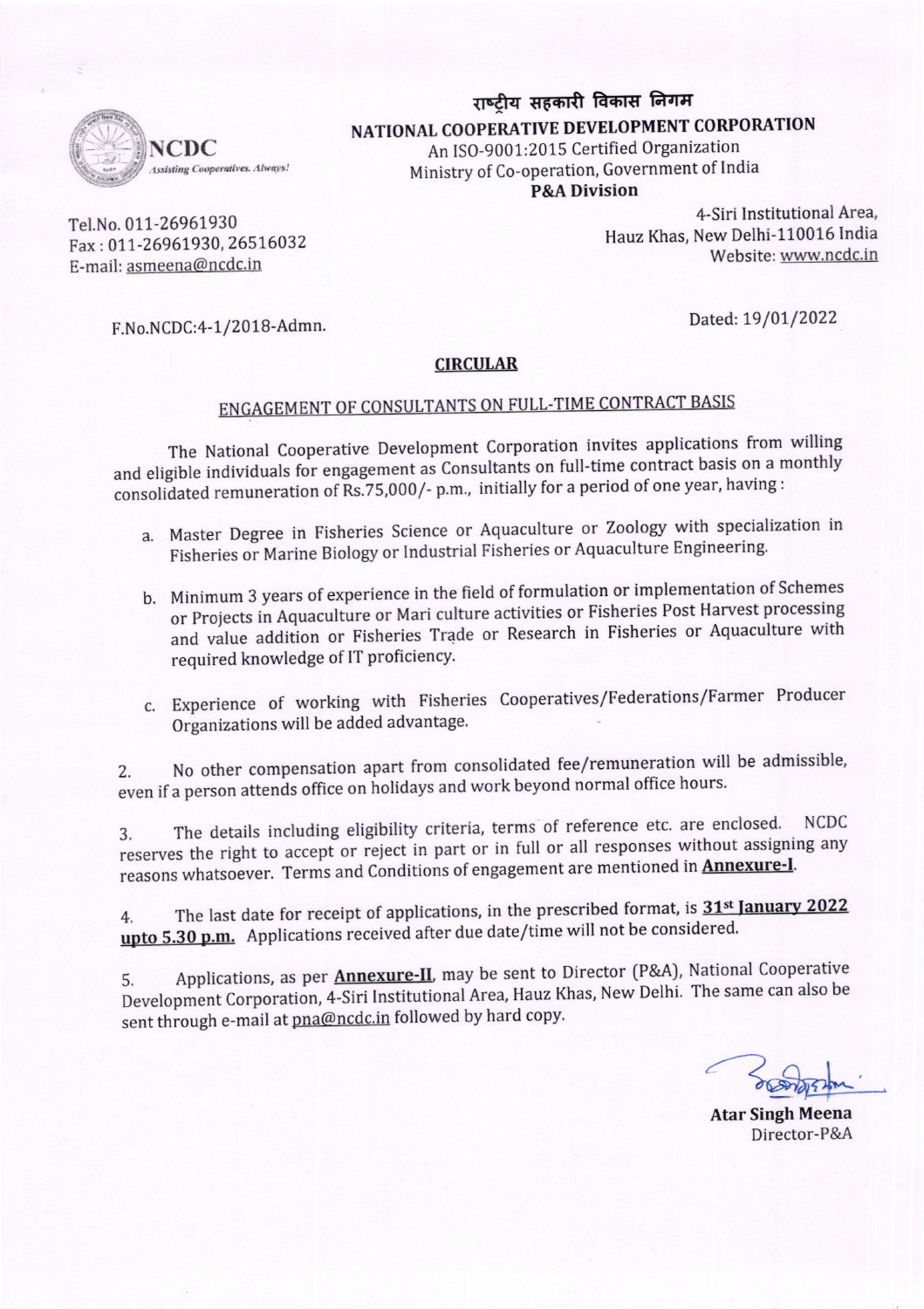# राष्ट्रीय सहकारी विकास निगम

## NATIONAL COOPERATIVE DEVELOPMENT CORPORATION

An ISO-9001:2015 Certified Organization
Ministry of Co-operation, Government of India
**P&A Division**

NCDC
*Assisting Cooperatives. Always!*

Tel.No. 011-26961930
Fax : 011-26961930, 26516032
E-mail: asmeena@ncdc.in

4-Siri Institutional Area,
Hauz Khas, New Delhi-110016 India
Website: www.ncdc.in

F.No.NCDC:4-1/2018-Admn.

Dated: 19/01/2022

**CIRCULAR**

ENGAGEMENT OF CONSULTANTS ON FULL-TIME CONTRACT BASIS

The National Cooperative Development Corporation invites applications from willing and eligible individuals for engagement as Consultants on full-time contract basis on a monthly consolidated remuneration of Rs.75,000/- p.m., initially for a period of one year, having :

a. Master Degree in Fisheries Science or Aquaculture or Zoology with specialization in Fisheries or Marine Biology or Industrial Fisheries or Aquaculture Engineering.

b. Minimum 3 years of experience in the field of formulation or implementation of Schemes or Projects in Aquaculture or Mari culture activities or Fisheries Post Harvest processing and value addition or Fisheries Trade or Research in Fisheries or Aquaculture with required knowledge of IT proficiency.

c. Experience of working with Fisheries Cooperatives/Federations/Farmer Producer Organizations will be added advantage.

2. No other compensation apart from consolidated fee/remuneration will be admissible, even if a person attends office on holidays and work beyond normal office hours.

3. The details including eligibility criteria, terms of reference etc. are enclosed. NCDC reserves the right to accept or reject in part or in full or all responses without assigning any reasons whatsoever. Terms and Conditions of engagement are mentioned in **Annexure-I**.

4. The last date for receipt of applications, in the prescribed format, is **31st January 2022 upto 5.30 p.m.** Applications received after due date/time will not be considered.

5. Applications, as per **Annexure-II**, may be sent to Director (P&A), National Cooperative Development Corporation, 4-Siri Institutional Area, Hauz Khas, New Delhi. The same can also be sent through e-mail at pna@ncdc.in followed by hard copy.

**Atar Singh Meena**
Director-P&A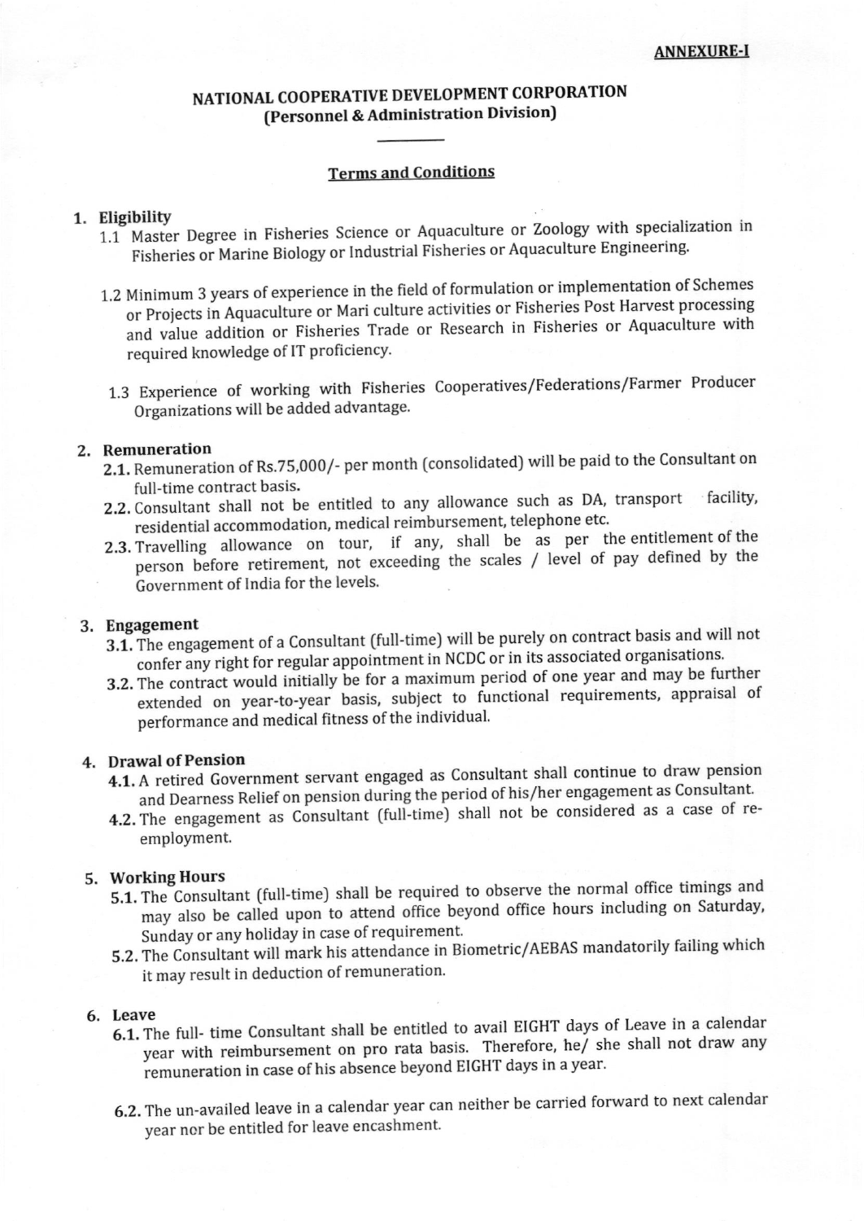**ANNEXURE-I**

# NATIONAL COOPERATIVE DEVELOPMENT CORPORATION
## (Personnel & Administration Division)

### Terms and Conditions

1. **Eligibility**
   - 1.1 Master Degree in Fisheries Science or Aquaculture or Zoology with specialization in Fisheries or Marine Biology or Industrial Fisheries or Aquaculture Engineering.
   - 1.2 Minimum 3 years of experience in the field of formulation or implementation of Schemes or Projects in Aquaculture or Mari culture activities or Fisheries Post Harvest processing and value addition or Fisheries Trade or Research in Fisheries or Aquaculture with required knowledge of IT proficiency.
   - 1.3 Experience of working with Fisheries Cooperatives/Federations/Farmer Producer Organizations will be added advantage.

2. **Remuneration**
   - **2.1.** Remuneration of Rs.75,000/- per month (consolidated) will be paid to the Consultant on full-time contract basis.
   - **2.2.** Consultant shall not be entitled to any allowance such as DA, transport facility, residential accommodation, medical reimbursement, telephone etc.
   - **2.3.** Travelling allowance on tour, if any, shall be as per the entitlement of the person before retirement, not exceeding the scales / level of pay defined by the Government of India for the levels.

3. **Engagement**
   - **3.1.** The engagement of a Consultant (full-time) will be purely on contract basis and will not confer any right for regular appointment in NCDC or in its associated organisations.
   - **3.2.** The contract would initially be for a maximum period of one year and may be further extended on year-to-year basis, subject to functional requirements, appraisal of performance and medical fitness of the individual.

4. **Drawal of Pension**
   - **4.1.** A retired Government servant engaged as Consultant shall continue to draw pension and Dearness Relief on pension during the period of his/her engagement as Consultant.
   - **4.2.** The engagement as Consultant (full-time) shall not be considered as a case of re-employment.

5. **Working Hours**
   - **5.1.** The Consultant (full-time) shall be required to observe the normal office timings and may also be called upon to attend office beyond office hours including on Saturday, Sunday or any holiday in case of requirement.
   - **5.2.** The Consultant will mark his attendance in Biometric/AEBAS mandatorily failing which it may result in deduction of remuneration.

6. **Leave**
   - **6.1.** The full- time Consultant shall be entitled to avail EIGHT days of Leave in a calendar year with reimbursement on pro rata basis. Therefore, he/ she shall not draw any remuneration in case of his absence beyond EIGHT days in a year.
   - **6.2.** The un-availed leave in a calendar year can neither be carried forward to next calendar year nor be entitled for leave encashment.